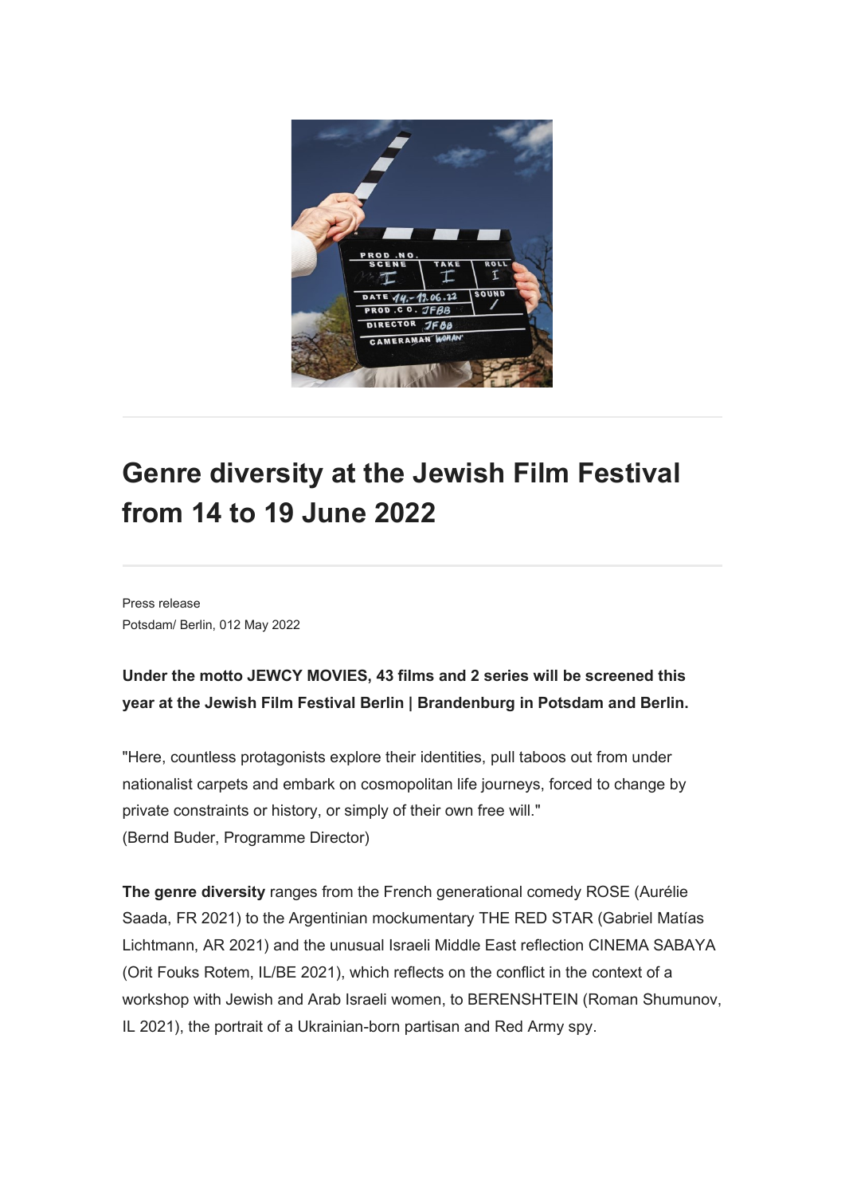# Genre diversity at the Jewish Film Festival from 14 to 19 June 2022

Press release
Potsdam/ Berlin, 012 May 2022

**Under the motto JEWCY MOVIES, 43 films and 2 series will be screened this year at the Jewish Film Festival Berlin | Brandenburg in Potsdam and Berlin.**

"Here, countless protagonists explore their identities, pull taboos out from under nationalist carpets and embark on cosmopolitan life journeys, forced to change by private constraints or history, or simply of their own free will."
(Bernd Buder, Programme Director)

**The genre diversity** ranges from the French generational comedy ROSE (Aurélie Saada, FR 2021) to the Argentinian mockumentary THE RED STAR (Gabriel Matías Lichtmann, AR 2021) and the unusual Israeli Middle East reflection CINEMA SABAYA (Orit Fouks Rotem, IL/BE 2021), which reflects on the conflict in the context of a workshop with Jewish and Arab Israeli women, to BERENSHTEIN (Roman Shumunov, IL 2021), the portrait of a Ukrainian-born partisan and Red Army spy.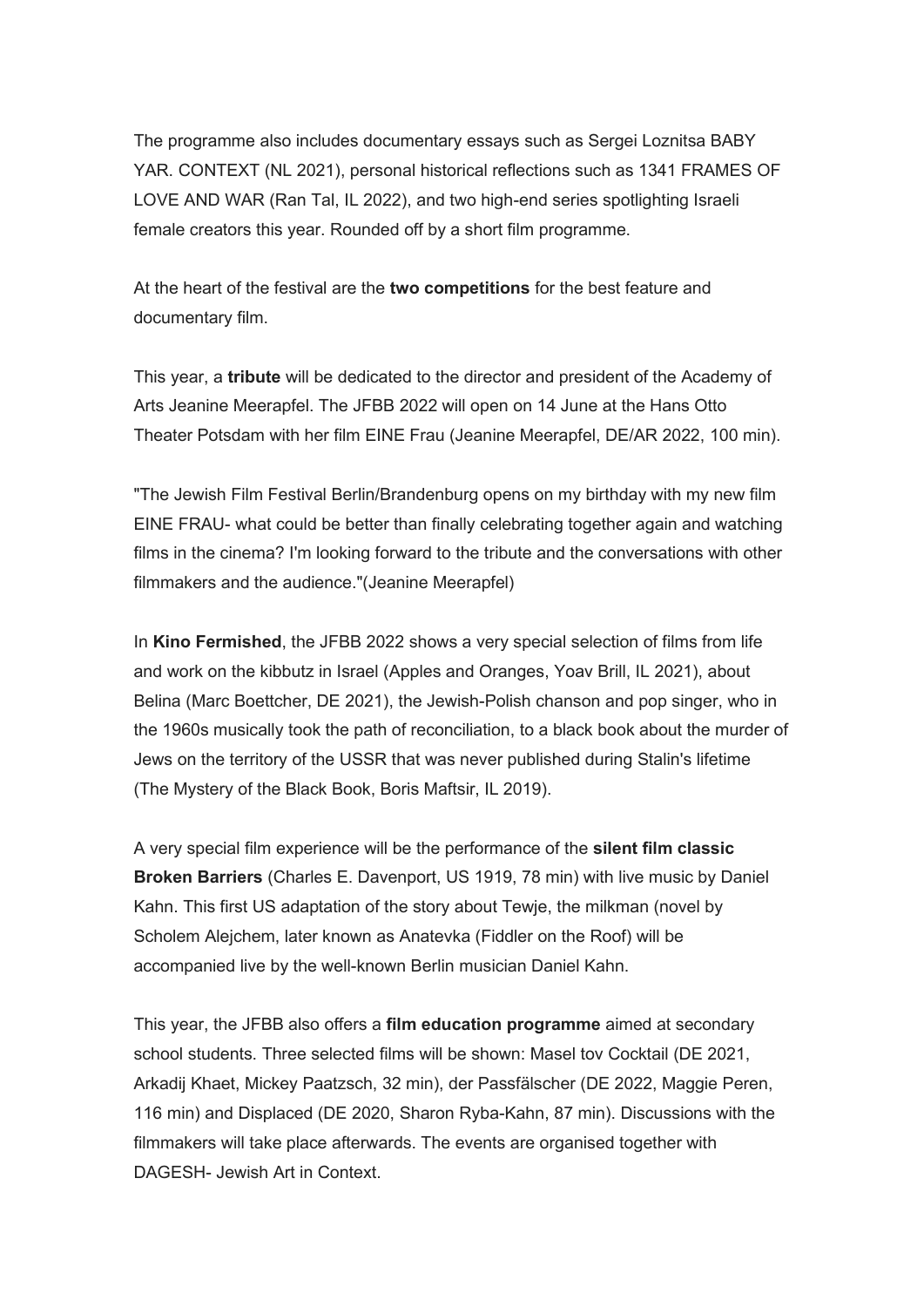The programme also includes documentary essays such as Sergei Loznitsa BABY YAR. CONTEXT (NL 2021), personal historical reflections such as 1341 FRAMES OF LOVE AND WAR (Ran Tal, IL 2022), and two high-end series spotlighting Israeli female creators this year. Rounded off by a short film programme.

At the heart of the festival are the **two competitions** for the best feature and documentary film.

This year, a **tribute** will be dedicated to the director and president of the Academy of Arts Jeanine Meerapfel. The JFBB 2022 will open on 14 June at the Hans Otto Theater Potsdam with her film EINE Frau (Jeanine Meerapfel, DE/AR 2022, 100 min).

"The Jewish Film Festival Berlin/Brandenburg opens on my birthday with my new film EINE FRAU- what could be better than finally celebrating together again and watching films in the cinema? I'm looking forward to the tribute and the conversations with other filmmakers and the audience."(Jeanine Meerapfel)

In **Kino Fermished**, the JFBB 2022 shows a very special selection of films from life and work on the kibbutz in Israel (Apples and Oranges, Yoav Brill, IL 2021), about Belina (Marc Boettcher, DE 2021), the Jewish-Polish chanson and pop singer, who in the 1960s musically took the path of reconciliation, to a black book about the murder of Jews on the territory of the USSR that was never published during Stalin's lifetime (The Mystery of the Black Book, Boris Maftsir, IL 2019).

A very special film experience will be the performance of the **silent film classic Broken Barriers** (Charles E. Davenport, US 1919, 78 min) with live music by Daniel Kahn. This first US adaptation of the story about Tewje, the milkman (novel by Scholem Alejchem, later known as Anatevka (Fiddler on the Roof) will be accompanied live by the well-known Berlin musician Daniel Kahn.

This year, the JFBB also offers a **film education programme** aimed at secondary school students. Three selected films will be shown: Masel tov Cocktail (DE 2021, Arkadij Khaet, Mickey Paatzsch, 32 min), der Passfälscher (DE 2022, Maggie Peren, 116 min) and Displaced (DE 2020, Sharon Ryba-Kahn, 87 min). Discussions with the filmmakers will take place afterwards. The events are organised together with DAGESH- Jewish Art in Context.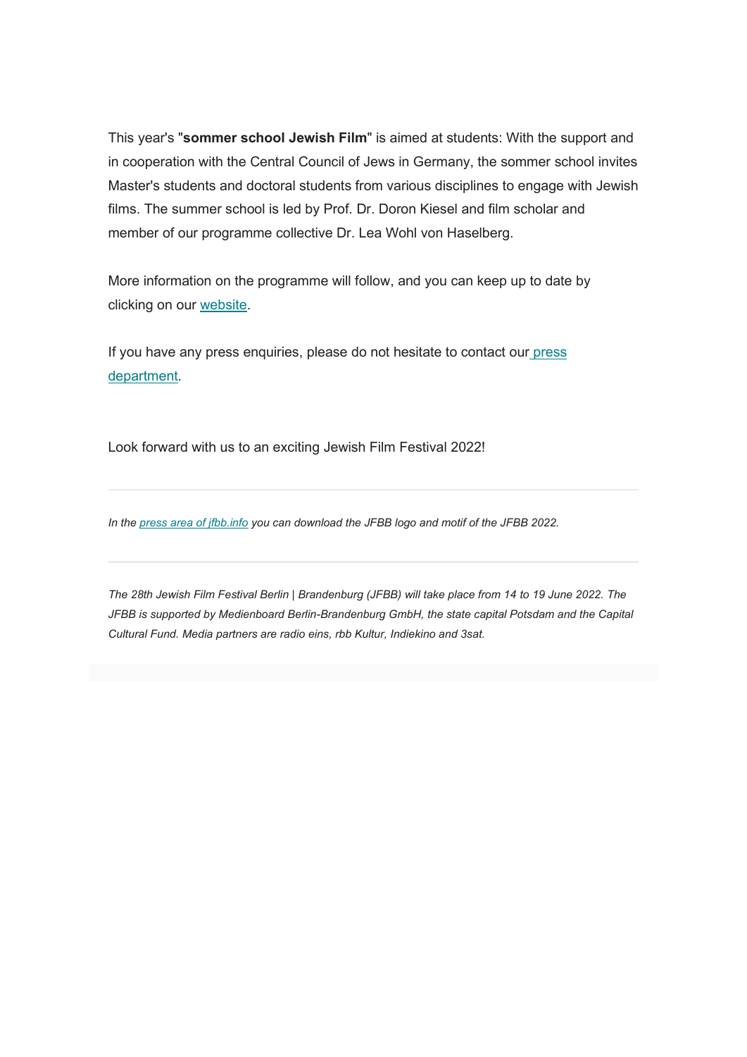This year's "**sommer school Jewish Film**" is aimed at students: With the support and in cooperation with the Central Council of Jews in Germany, the sommer school invites Master's students and doctoral students from various disciplines to engage with Jewish films. The summer school is led by Prof. Dr. Doron Kiesel and film scholar and member of our programme collective Dr. Lea Wohl von Haselberg.

More information on the programme will follow, and you can keep up to date by clicking on our website.

If you have any press enquiries, please do not hesitate to contact our press department.

Look forward with us to an exciting Jewish Film Festival 2022!

---

*In the press area of jfbb.info you can download the JFBB logo and motif of the JFBB 2022.*

---

*The 28th Jewish Film Festival Berlin | Brandenburg (JFBB) will take place from 14 to 19 June 2022. The JFBB is supported by Medienboard Berlin-Brandenburg GmbH, the state capital Potsdam and the Capital Cultural Fund. Media partners are radio eins, rbb Kultur, Indiekino and 3sat.*